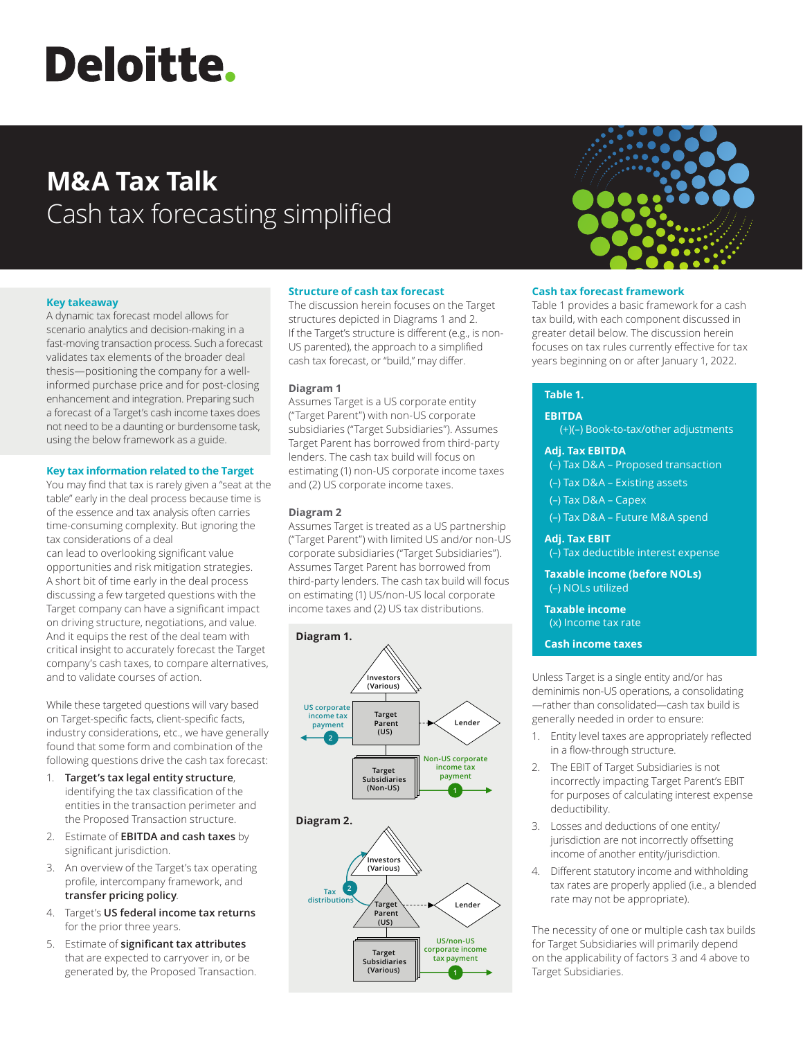Deloitte.

# M&A Tax Talk

## Cash tax forecasting simplified

### Key takeaway

A dynamic tax forecast model allows for scenario analytics and decision-making in a fast-moving transaction process. Such a forecast validates tax elements of the broader deal thesis—positioning the company for a well-informed purchase price and for post-closing enhancement and integration. Preparing such a forecast of a Target's cash income taxes does not need to be a daunting or burdensome task, using the below framework as a guide.

### Key tax information related to the Target

You may find that tax is rarely given a "seat at the table" early in the deal process because time is of the essence and tax analysis often carries time-consuming complexity. But ignoring the tax considerations of a deal can lead to overlooking significant value opportunities and risk mitigation strategies. A short bit of time early in the deal process discussing a few targeted questions with the Target company can have a significant impact on driving structure, negotiations, and value. And it equips the rest of the deal team with critical insight to accurately forecast the Target company's cash taxes, to compare alternatives, and to validate courses of action.

While these targeted questions will vary based on Target-specific facts, client-specific facts, industry considerations, etc., we have generally found that some form and combination of the following questions drive the cash tax forecast:

1. **Target's tax legal entity structure**, identifying the tax classification of the entities in the transaction perimeter and the Proposed Transaction structure.
2. Estimate of **EBITDA and cash taxes** by significant jurisdiction.
3. An overview of the Target's tax operating profile, intercompany framework, and **transfer pricing policy**.
4. Target's **US federal income tax returns** for the prior three years.
5. Estimate of **significant tax attributes** that are expected to carryover in, or be generated by, the Proposed Transaction.

### Structure of cash tax forecast

The discussion herein focuses on the Target structures depicted in Diagrams 1 and 2. If the Target's structure is different (e.g., is non-US parented), the approach to a simplified cash tax forecast, or "build," may differ.

**Diagram 1**

Assumes Target is a US corporate entity ("Target Parent") with non-US corporate subsidiaries ("Target Subsidiaries"). Assumes Target Parent has borrowed from third-party lenders. The cash tax build will focus on estimating (1) non-US corporate income taxes and (2) US corporate income taxes.

**Diagram 2**

Assumes Target is treated as a US partnership ("Target Parent") with limited US and/or non-US corporate subsidiaries ("Target Subsidiaries"). Assumes Target Parent has borrowed from third-party lenders. The cash tax build will focus on estimating (1) US/non-US local corporate income taxes and (2) US tax distributions.

**Diagram 1.**

Investors (Various)
US corporate income tax payment (2)
Target Parent (US) — Lender
Target Subsidiaries (Non-US)
Non-US corporate income tax payment (1)

**Diagram 2.**

Investors (Various)
Tax distributions (2)
Target Parent (US) — Lender
Target Subsidiaries (Various)
US/non-US corporate income tax payment (1)

### Cash tax forecast framework

Table 1 provides a basic framework for a cash tax build, with each component discussed in greater detail below. The discussion herein focuses on tax rules currently effective for tax years beginning on or after January 1, 2022.

**Table 1.**

**EBITDA**
(+)(–) Book-to-tax/other adjustments

**Adj. Tax EBITDA**
(–) Tax D&A – Proposed transaction
(–) Tax D&A – Existing assets
(–) Tax D&A – Capex
(–) Tax D&A – Future M&A spend

**Adj. Tax EBIT**
(–) Tax deductible interest expense

**Taxable income (before NOLs)**
(–) NOLs utilized

**Taxable income**
(x) Income tax rate

**Cash income taxes**

Unless Target is a single entity and/or has deminimis non-US operations, a consolidating—rather than consolidated—cash tax build is generally needed in order to ensure:

1. Entity level taxes are appropriately reflected in a flow-through structure.
2. The EBIT of Target Subsidiaries is not incorrectly impacting Target Parent's EBIT for purposes of calculating interest expense deductibility.
3. Losses and deductions of one entity/jurisdiction are not incorrectly offsetting income of another entity/jurisdiction.
4. Different statutory income and withholding tax rates are properly applied (i.e., a blended rate may not be appropriate).

The necessity of one or multiple cash tax builds for Target Subsidiaries will primarily depend on the applicability of factors 3 and 4 above to Target Subsidiaries.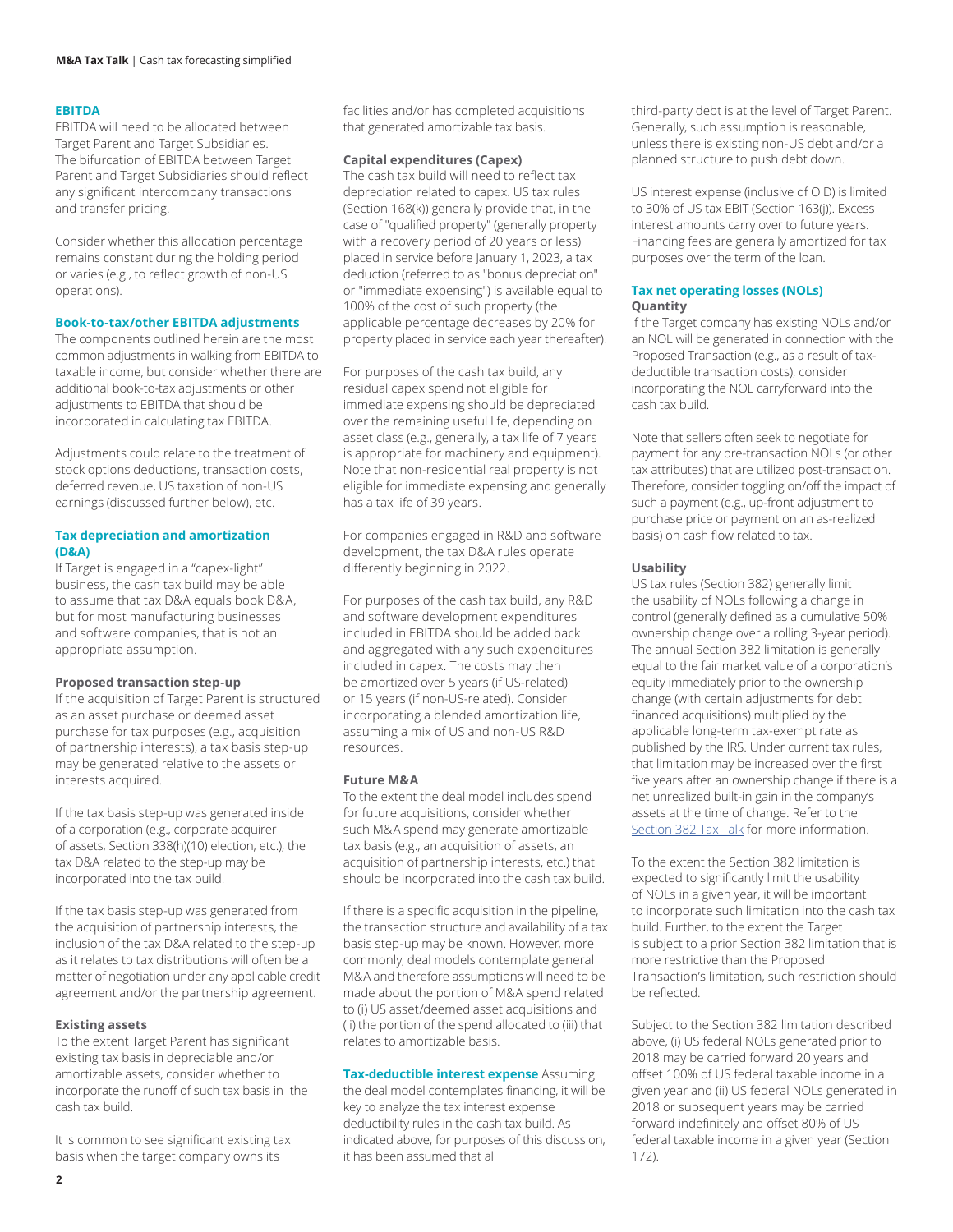## EBITDA

EBITDA will need to be allocated between Target Parent and Target Subsidiaries. The bifurcation of EBITDA between Target Parent and Target Subsidiaries should reflect any significant intercompany transactions and transfer pricing.

Consider whether this allocation percentage remains constant during the holding period or varies (e.g., to reflect growth of non-US operations).

## Book-to-tax/other EBITDA adjustments

The components outlined herein are the most common adjustments in walking from EBITDA to taxable income, but consider whether there are additional book-to-tax adjustments or other adjustments to EBITDA that should be incorporated in calculating tax EBITDA.

Adjustments could relate to the treatment of stock options deductions, transaction costs, deferred revenue, US taxation of non-US earnings (discussed further below), etc.

## Tax depreciation and amortization (D&A)

If Target is engaged in a "capex-light" business, the cash tax build may be able to assume that tax D&A equals book D&A, but for most manufacturing businesses and software companies, that is not an appropriate assumption.

### Proposed transaction step-up

If the acquisition of Target Parent is structured as an asset purchase or deemed asset purchase for tax purposes (e.g., acquisition of partnership interests), a tax basis step-up may be generated relative to the assets or interests acquired.

If the tax basis step-up was generated inside of a corporation (e.g., corporate acquirer of assets, Section 338(h)(10) election, etc.), the tax D&A related to the step-up may be incorporated into the tax build.

If the tax basis step-up was generated from the acquisition of partnership interests, the inclusion of the tax D&A related to the step-up as it relates to tax distributions will often be a matter of negotiation under any applicable credit agreement and/or the partnership agreement.

### Existing assets

To the extent Target Parent has significant existing tax basis in depreciable and/or amortizable assets, consider whether to incorporate the runoff of such tax basis in the cash tax build.

It is common to see significant existing tax basis when the target company owns its facilities and/or has completed acquisitions that generated amortizable tax basis.

### Capital expenditures (Capex)

The cash tax build will need to reflect tax depreciation related to capex. US tax rules (Section 168(k)) generally provide that, in the case of "qualified property" (generally property with a recovery period of 20 years or less) placed in service before January 1, 2023, a tax deduction (referred to as "bonus depreciation" or "immediate expensing") is available equal to 100% of the cost of such property (the applicable percentage decreases by 20% for property placed in service each year thereafter).

For purposes of the cash tax build, any residual capex spend not eligible for immediate expensing should be depreciated over the remaining useful life, depending on asset class (e.g., generally, a tax life of 7 years is appropriate for machinery and equipment). Note that non-residential real property is not eligible for immediate expensing and generally has a tax life of 39 years.

For companies engaged in R&D and software development, the tax D&A rules operate differently beginning in 2022.

For purposes of the cash tax build, any R&D and software development expenditures included in EBITDA should be added back and aggregated with any such expenditures included in capex. The costs may then be amortized over 5 years (if US-related) or 15 years (if non-US-related). Consider incorporating a blended amortization life, assuming a mix of US and non-US R&D resources.

### Future M&A

To the extent the deal model includes spend for future acquisitions, consider whether such M&A spend may generate amortizable tax basis (e.g., an acquisition of assets, an acquisition of partnership interests, etc.) that should be incorporated into the cash tax build.

If there is a specific acquisition in the pipeline, the transaction structure and availability of a tax basis step-up may be known. However, more commonly, deal models contemplate general M&A and therefore assumptions will need to be made about the portion of M&A spend related to (i) US asset/deemed asset acquisitions and (ii) the portion of the spend allocated to (iii) that relates to amortizable basis.

## Tax-deductible interest expense

Assuming the deal model contemplates financing, it will be key to analyze the tax interest expense deductibility rules in the cash tax build. As indicated above, for purposes of this discussion, it has been assumed that all third-party debt is at the level of Target Parent. Generally, such assumption is reasonable, unless there is existing non-US debt and/or a planned structure to push debt down.

US interest expense (inclusive of OID) is limited to 30% of US tax EBIT (Section 163(j)). Excess interest amounts carry over to future years. Financing fees are generally amortized for tax purposes over the term of the loan.

## Tax net operating losses (NOLs)

### Quantity

If the Target company has existing NOLs and/or an NOL will be generated in connection with the Proposed Transaction (e.g., as a result of tax-deductible transaction costs), consider incorporating the NOL carryforward into the cash tax build.

Note that sellers often seek to negotiate for payment for any pre-transaction NOLs (or other tax attributes) that are utilized post-transaction. Therefore, consider toggling on/off the impact of such a payment (e.g., up-front adjustment to purchase price or payment on an as-realized basis) on cash flow related to tax.

### Usability

US tax rules (Section 382) generally limit the usability of NOLs following a change in control (generally defined as a cumulative 50% ownership change over a rolling 3-year period). The annual Section 382 limitation is generally equal to the fair market value of a corporation's equity immediately prior to the ownership change (with certain adjustments for debt financed acquisitions) multiplied by the applicable long-term tax-exempt rate as published by the IRS. Under current tax rules, that limitation may be increased over the first five years after an ownership change if there is a net unrealized built-in gain in the company's assets at the time of change. Refer to the Section 382 Tax Talk for more information.

To the extent the Section 382 limitation is expected to significantly limit the usability of NOLs in a given year, it will be important to incorporate such limitation into the cash tax build. Further, to the extent the Target is subject to a prior Section 382 limitation that is more restrictive than the Proposed Transaction's limitation, such restriction should be reflected.

Subject to the Section 382 limitation described above, (i) US federal NOLs generated prior to 2018 may be carried forward 20 years and offset 100% of US federal taxable income in a given year and (ii) US federal NOLs generated in 2018 or subsequent years may be carried forward indefinitely and offset 80% of US federal taxable income in a given year (Section 172).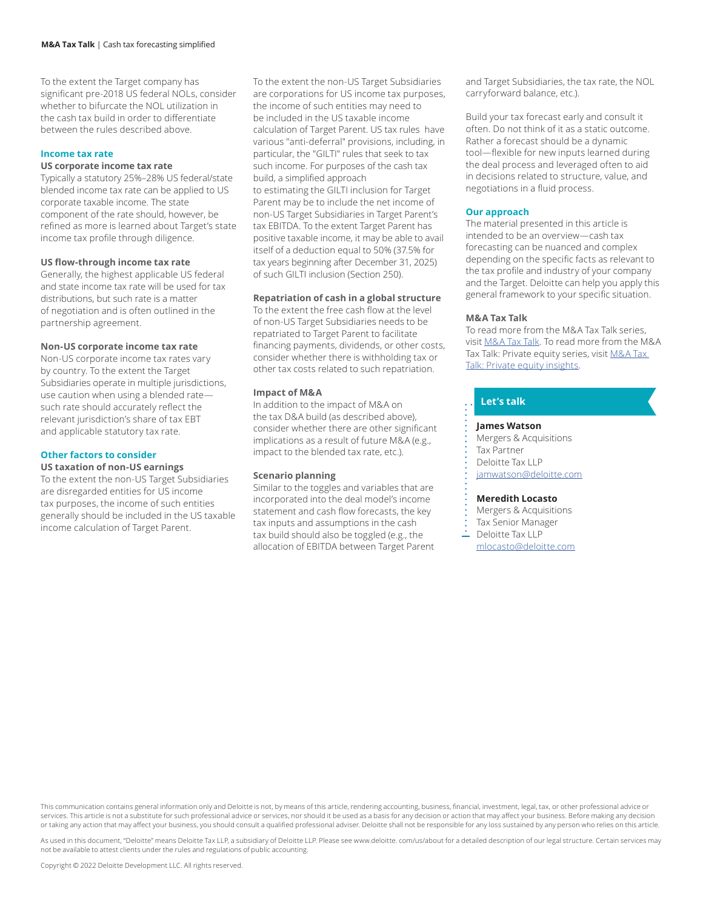To the extent the Target company has significant pre-2018 US federal NOLs, consider whether to bifurcate the NOL utilization in the cash tax build in order to differentiate between the rules described above.

## Income tax rate

### US corporate income tax rate

Typically a statutory 25%–28% US federal/state blended income tax rate can be applied to US corporate taxable income. The state component of the rate should, however, be refined as more is learned about Target's state income tax profile through diligence.

### US flow-through income tax rate

Generally, the highest applicable US federal and state income tax rate will be used for tax distributions, but such rate is a matter of negotiation and is often outlined in the partnership agreement.

### Non-US corporate income tax rate

Non-US corporate income tax rates vary by country. To the extent the Target Subsidiaries operate in multiple jurisdictions, use caution when using a blended rate—such rate should accurately reflect the relevant jurisdiction's share of tax EBT and applicable statutory tax rate.

## Other factors to consider

### US taxation of non-US earnings

To the extent the non-US Target Subsidiaries are disregarded entities for US income tax purposes, the income of such entities generally should be included in the US taxable income calculation of Target Parent.

To the extent the non-US Target Subsidiaries are corporations for US income tax purposes, the income of such entities may need to be included in the US taxable income calculation of Target Parent. US tax rules have various "anti-deferral" provisions, including, in particular, the "GILTI" rules that seek to tax such income. For purposes of the cash tax build, a simplified approach to estimating the GILTI inclusion for Target Parent may be to include the net income of non-US Target Subsidiaries in Target Parent's tax EBITDA. To the extent Target Parent has positive taxable income, it may be able to avail itself of a deduction equal to 50% (37.5% for tax years beginning after December 31, 2025) of such GILTI inclusion (Section 250).

### Repatriation of cash in a global structure

To the extent the free cash flow at the level of non-US Target Subsidiaries needs to be repatriated to Target Parent to facilitate financing payments, dividends, or other costs, consider whether there is withholding tax or other tax costs related to such repatriation.

### Impact of M&A

In addition to the impact of M&A on the tax D&A build (as described above), consider whether there are other significant implications as a result of future M&A (e.g., impact to the blended tax rate, etc.).

### Scenario planning

Similar to the toggles and variables that are incorporated into the deal model's income statement and cash flow forecasts, the key tax inputs and assumptions in the cash tax build should also be toggled (e.g., the allocation of EBITDA between Target Parent and Target Subsidiaries, the tax rate, the NOL carryforward balance, etc.).

Build your tax forecast early and consult it often. Do not think of it as a static outcome. Rather a forecast should be a dynamic tool—flexible for new inputs learned during the deal process and leveraged often to aid in decisions related to structure, value, and negotiations in a fluid process.

## Our approach

The material presented in this article is intended to be an overview—cash tax forecasting can be nuanced and complex depending on the specific facts as relevant to the tax profile and industry of your company and the Target. Deloitte can help you apply this general framework to your specific situation.

### M&A Tax Talk

To read more from the M&A Tax Talk series, visit M&A Tax Talk. To read more from the M&A Tax Talk: Private equity series, visit M&A Tax Talk: Private equity insights.

## Let's talk

**James Watson**
Mergers & Acquisitions
Tax Partner
Deloitte Tax LLP
jamwatson@deloitte.com

**Meredith Locasto**
Mergers & Acquisitions
Tax Senior Manager
Deloitte Tax LLP
mlocasto@deloitte.com

This communication contains general information only and Deloitte is not, by means of this article, rendering accounting, business, financial, investment, legal, tax, or other professional advice or services. This article is not a substitute for such professional advice or services, nor should it be used as a basis for any decision or action that may affect your business. Before making any decision or taking any action that may affect your business, you should consult a qualified professional adviser. Deloitte shall not be responsible for any loss sustained by any person who relies on this article.

As used in this document, "Deloitte" means Deloitte Tax LLP, a subsidiary of Deloitte LLP. Please see www.deloitte. com/us/about for a detailed description of our legal structure. Certain services may not be available to attest clients under the rules and regulations of public accounting.

Copyright © 2022 Deloitte Development LLC. All rights reserved.